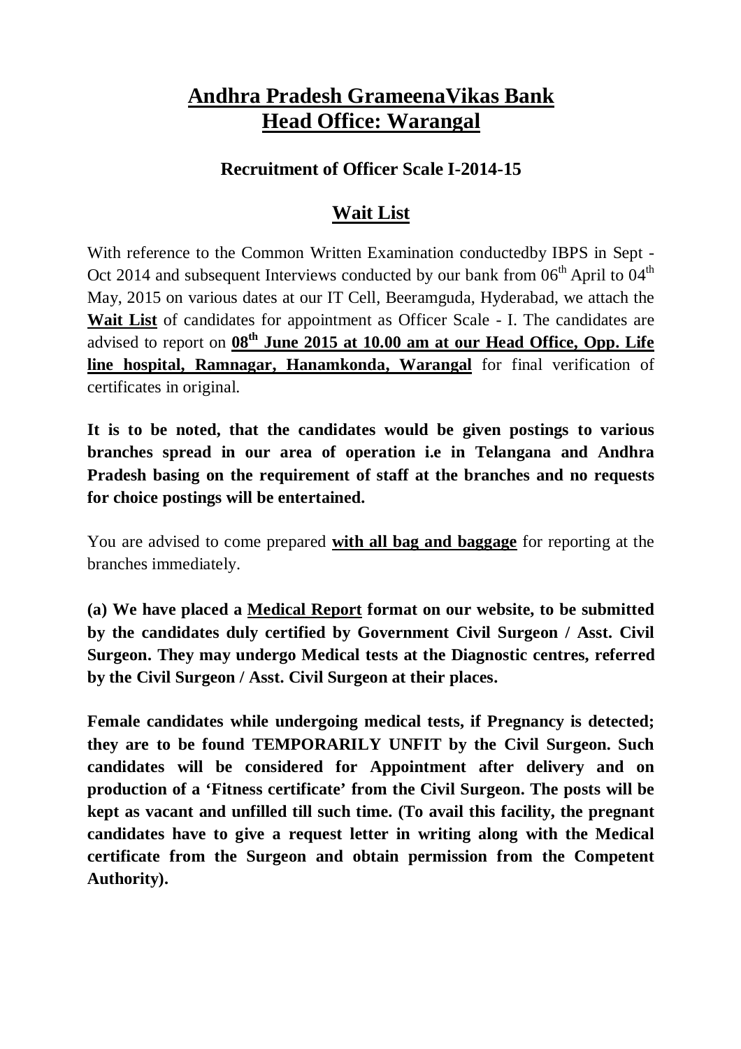# Andhra Pradesh GrameenaVikas Bank
# Head Office: Warangal

### Recruitment of Officer Scale I-2014-15

## Wait List

With reference to the Common Written Examination conductedby IBPS in Sept - Oct 2014 and subsequent Interviews conducted by our bank from 06th April to 04th May, 2015 on various dates at our IT Cell, Beeramguda, Hyderabad, we attach the **Wait List** of candidates for appointment as Officer Scale - I. The candidates are advised to report on **08th June 2015 at 10.00 am at our Head Office, Opp. Life line hospital, Ramnagar, Hanamkonda, Warangal** for final verification of certificates in original.

**It is to be noted, that the candidates would be given postings to various branches spread in our area of operation i.e in Telangana and Andhra Pradesh basing on the requirement of staff at the branches and no requests for choice postings will be entertained.**

You are advised to come prepared **with all bag and baggage** for reporting at the branches immediately.

**(a) We have placed a Medical Report format on our website, to be submitted by the candidates duly certified by Government Civil Surgeon / Asst. Civil Surgeon. They may undergo Medical tests at the Diagnostic centres, referred by the Civil Surgeon / Asst. Civil Surgeon at their places.**

**Female candidates while undergoing medical tests, if Pregnancy is detected; they are to be found TEMPORARILY UNFIT by the Civil Surgeon. Such candidates will be considered for Appointment after delivery and on production of a 'Fitness certificate' from the Civil Surgeon. The posts will be kept as vacant and unfilled till such time. (To avail this facility, the pregnant candidates have to give a request letter in writing along with the Medical certificate from the Surgeon and obtain permission from the Competent Authority).**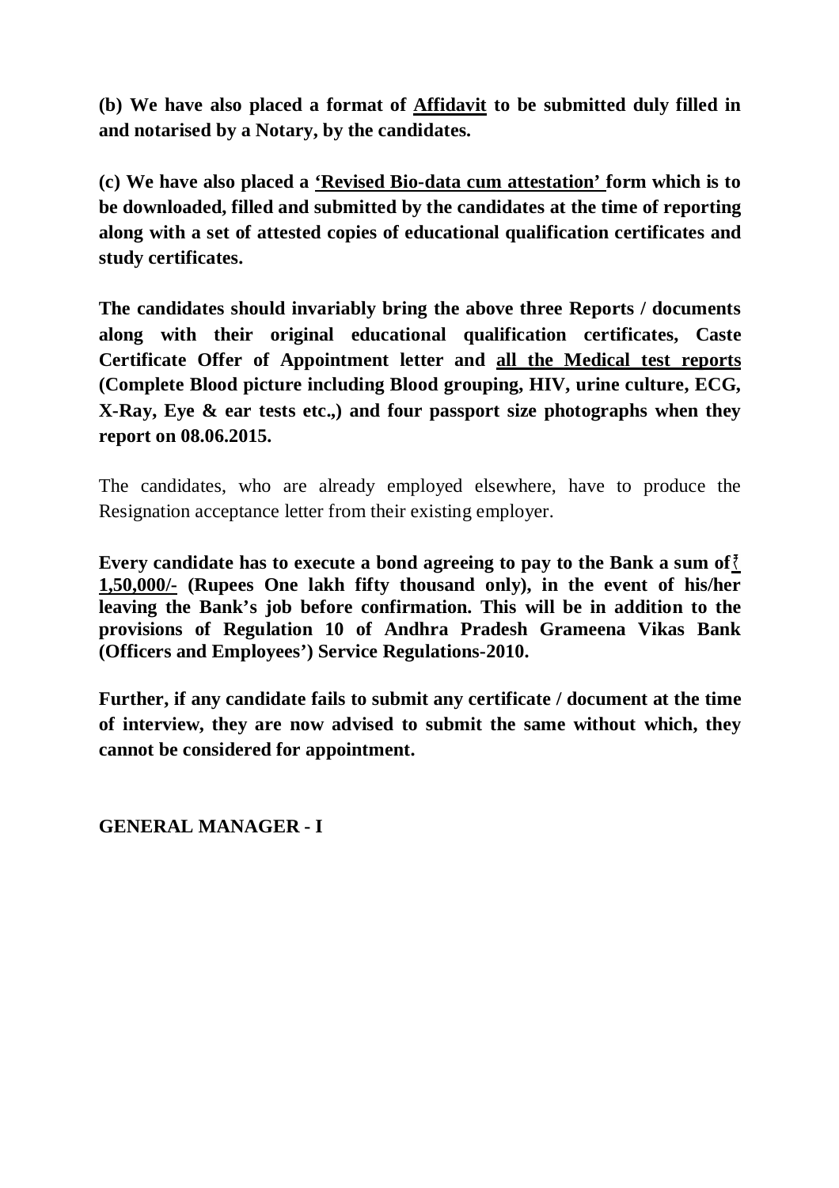**(b) We have also placed a format of Affidavit to be submitted duly filled in and notarised by a Notary, by the candidates.**

**(c) We have also placed a 'Revised Bio-data cum attestation' form which is to be downloaded, filled and submitted by the candidates at the time of reporting along with a set of attested copies of educational qualification certificates and study certificates.**

**The candidates should invariably bring the above three Reports / documents along with their original educational qualification certificates, Caste Certificate Offer of Appointment letter and all the Medical test reports (Complete Blood picture including Blood grouping, HIV, urine culture, ECG, X-Ray, Eye & ear tests etc.,) and four passport size photographs when they report on 08.06.2015.**

The candidates, who are already employed elsewhere, have to produce the Resignation acceptance letter from their existing employer.

**Every candidate has to execute a bond agreeing to pay to the Bank a sum of ₹ 1,50,000/- (Rupees One lakh fifty thousand only), in the event of his/her leaving the Bank's job before confirmation. This will be in addition to the provisions of Regulation 10 of Andhra Pradesh Grameena Vikas Bank (Officers and Employees') Service Regulations-2010.**

**Further, if any candidate fails to submit any certificate / document at the time of interview, they are now advised to submit the same without which, they cannot be considered for appointment.**

**GENERAL MANAGER - I**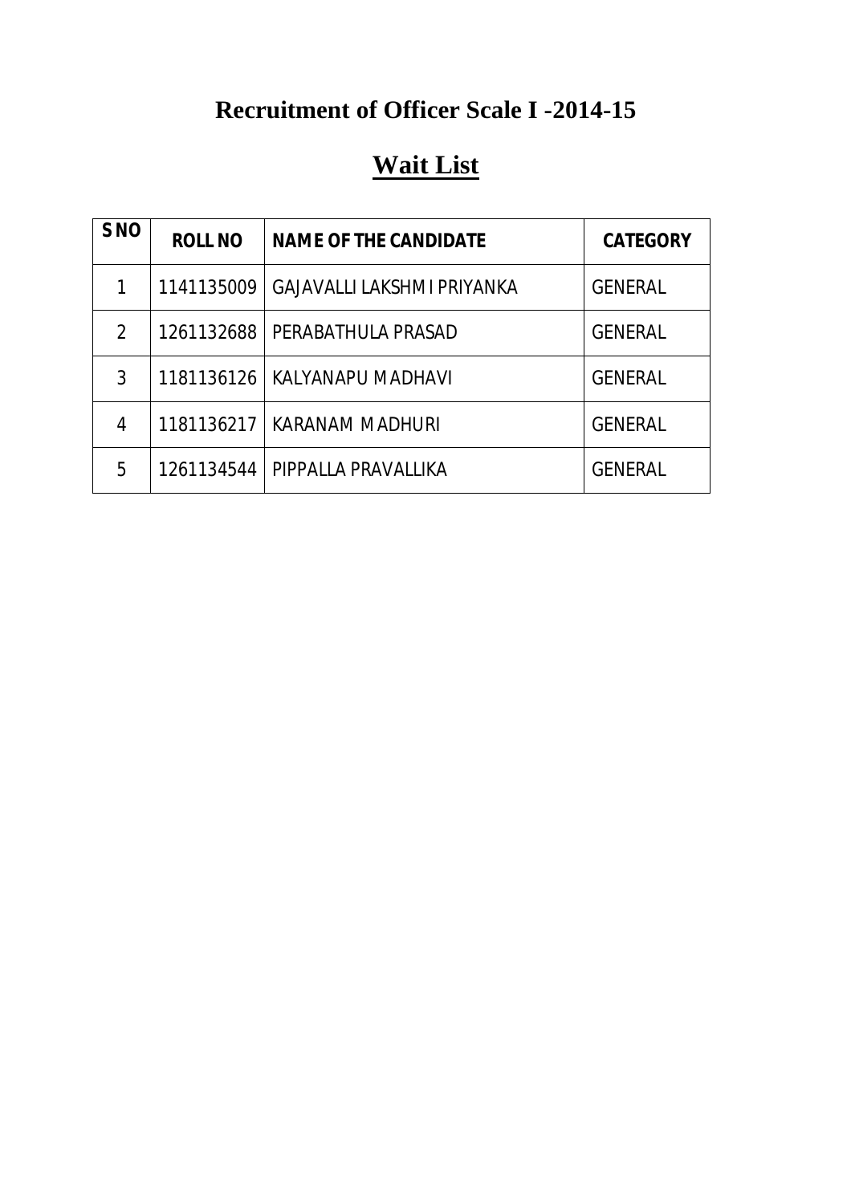# Recruitment of Officer Scale I -2014-15

## Wait List

| S NO | ROLL NO | NAME OF THE CANDIDATE | CATEGORY |
|---|---|---|---|
| 1 | 1141135009 | GAJAVALLI LAKSHMI PRIYANKA | GENERAL |
| 2 | 1261132688 | PERABATHULA PRASAD | GENERAL |
| 3 | 1181136126 | KALYANAPU MADHAVI | GENERAL |
| 4 | 1181136217 | KARANAM MADHURI | GENERAL |
| 5 | 1261134544 | PIPPALLA PRAVALLIKA | GENERAL |